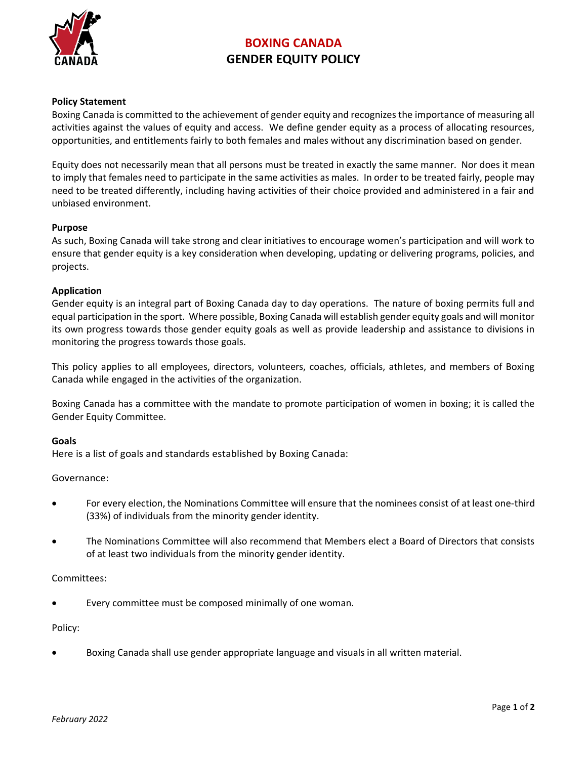# BOXING CANADA
## GENDER EQUITY POLICY

### Policy Statement

Boxing Canada is committed to the achievement of gender equity and recognizes the importance of measuring all activities against the values of equity and access. We define gender equity as a process of allocating resources, opportunities, and entitlements fairly to both females and males without any discrimination based on gender.

Equity does not necessarily mean that all persons must be treated in exactly the same manner. Nor does it mean to imply that females need to participate in the same activities as males. In order to be treated fairly, people may need to be treated differently, including having activities of their choice provided and administered in a fair and unbiased environment.

### Purpose

As such, Boxing Canada will take strong and clear initiatives to encourage women's participation and will work to ensure that gender equity is a key consideration when developing, updating or delivering programs, policies, and projects.

### Application

Gender equity is an integral part of Boxing Canada day to day operations. The nature of boxing permits full and equal participation in the sport. Where possible, Boxing Canada will establish gender equity goals and will monitor its own progress towards those gender equity goals as well as provide leadership and assistance to divisions in monitoring the progress towards those goals.

This policy applies to all employees, directors, volunteers, coaches, officials, athletes, and members of Boxing Canada while engaged in the activities of the organization.

Boxing Canada has a committee with the mandate to promote participation of women in boxing; it is called the Gender Equity Committee.

### Goals

Here is a list of goals and standards established by Boxing Canada:

Governance:

- For every election, the Nominations Committee will ensure that the nominees consist of at least one-third (33%) of individuals from the minority gender identity.
- The Nominations Committee will also recommend that Members elect a Board of Directors that consists of at least two individuals from the minority gender identity.

Committees:

- Every committee must be composed minimally of one woman.

Policy:

- Boxing Canada shall use gender appropriate language and visuals in all written material.

*February 2022*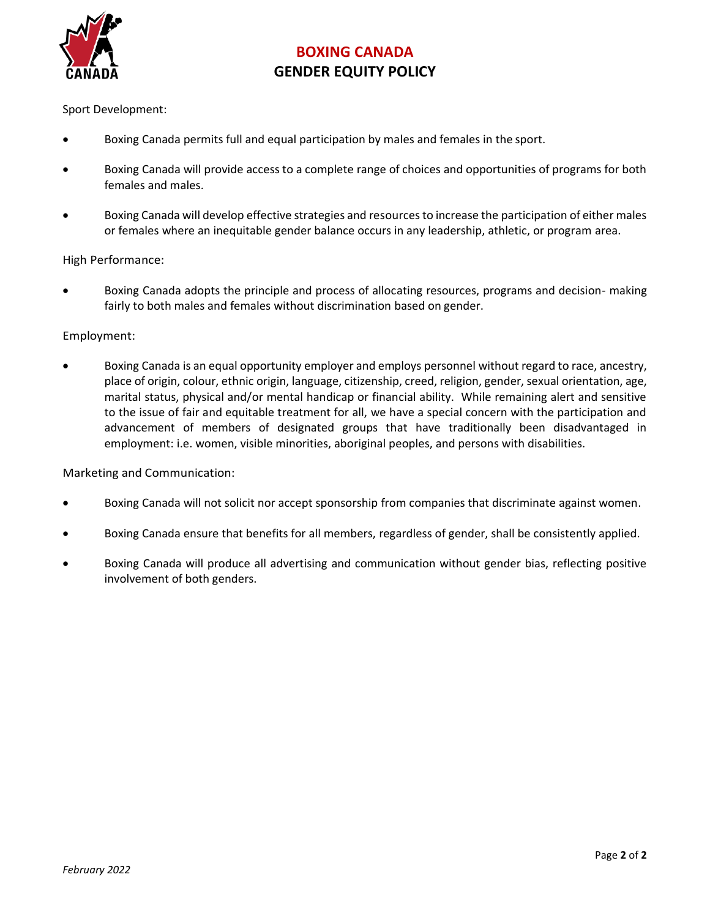# BOXING CANADA
## GENDER EQUITY POLICY

Sport Development:

- Boxing Canada permits full and equal participation by males and females in the sport.
- Boxing Canada will provide access to a complete range of choices and opportunities of programs for both females and males.
- Boxing Canada will develop effective strategies and resources to increase the participation of either males or females where an inequitable gender balance occurs in any leadership, athletic, or program area.

High Performance:

- Boxing Canada adopts the principle and process of allocating resources, programs and decision- making fairly to both males and females without discrimination based on gender.

Employment:

- Boxing Canada is an equal opportunity employer and employs personnel without regard to race, ancestry, place of origin, colour, ethnic origin, language, citizenship, creed, religion, gender, sexual orientation, age, marital status, physical and/or mental handicap or financial ability. While remaining alert and sensitive to the issue of fair and equitable treatment for all, we have a special concern with the participation and advancement of members of designated groups that have traditionally been disadvantaged in employment: i.e. women, visible minorities, aboriginal peoples, and persons with disabilities.

Marketing and Communication:

- Boxing Canada will not solicit nor accept sponsorship from companies that discriminate against women.
- Boxing Canada ensure that benefits for all members, regardless of gender, shall be consistently applied.
- Boxing Canada will produce all advertising and communication without gender bias, reflecting positive involvement of both genders.

*February 2022*